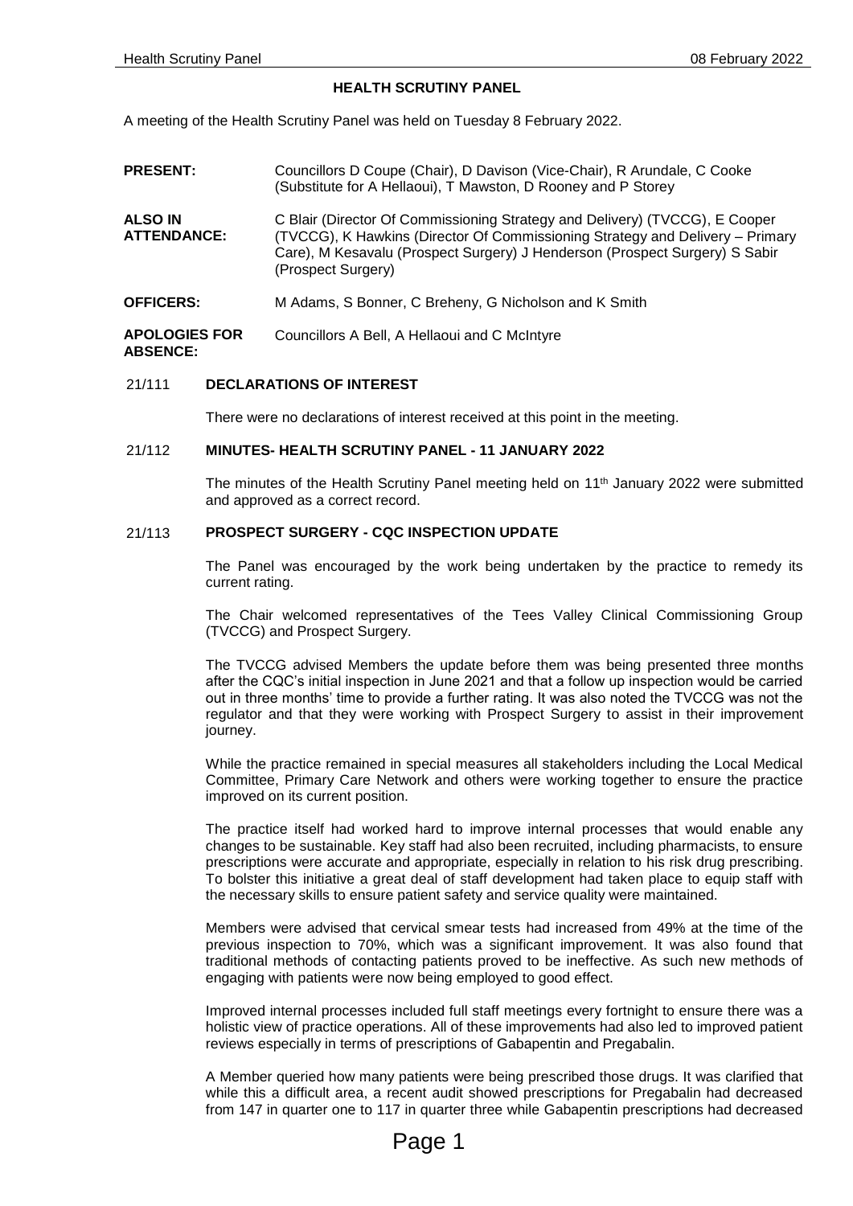# HEALTH SCRUTINY PANEL

A meeting of the Health Scrutiny Panel was held on Tuesday 8 February 2022.

| | |
|---|---|
| **PRESENT:** | Councillors D Coupe (Chair), D Davison (Vice-Chair), R Arundale, C Cooke (Substitute for A Hellaoui), T Mawston, D Rooney and P Storey |
| **ALSO IN ATTENDANCE:** | C Blair (Director Of Commissioning Strategy and Delivery) (TVCCG), E Cooper (TVCCG), K Hawkins (Director Of Commissioning Strategy and Delivery – Primary Care), M Kesavalu (Prospect Surgery) J Henderson (Prospect Surgery) S Sabir (Prospect Surgery) |
| **OFFICERS:** | M Adams, S Bonner, C Breheny, G Nicholson and K Smith |
| **APOLOGIES FOR ABSENCE:** | Councillors A Bell, A Hellaoui and C McIntyre |

## 21/111 DECLARATIONS OF INTEREST

There were no declarations of interest received at this point in the meeting.

## 21/112 MINUTES- HEALTH SCRUTINY PANEL - 11 JANUARY 2022

The minutes of the Health Scrutiny Panel meeting held on 11th January 2022 were submitted and approved as a correct record.

## 21/113 PROSPECT SURGERY - CQC INSPECTION UPDATE

The Panel was encouraged by the work being undertaken by the practice to remedy its current rating.

The Chair welcomed representatives of the Tees Valley Clinical Commissioning Group (TVCCG) and Prospect Surgery.

The TVCCG advised Members the update before them was being presented three months after the CQC's initial inspection in June 2021 and that a follow up inspection would be carried out in three months' time to provide a further rating. It was also noted the TVCCG was not the regulator and that they were working with Prospect Surgery to assist in their improvement journey.

While the practice remained in special measures all stakeholders including the Local Medical Committee, Primary Care Network and others were working together to ensure the practice improved on its current position.

The practice itself had worked hard to improve internal processes that would enable any changes to be sustainable. Key staff had also been recruited, including pharmacists, to ensure prescriptions were accurate and appropriate, especially in relation to his risk drug prescribing. To bolster this initiative a great deal of staff development had taken place to equip staff with the necessary skills to ensure patient safety and service quality were maintained.

Members were advised that cervical smear tests had increased from 49% at the time of the previous inspection to 70%, which was a significant improvement. It was also found that traditional methods of contacting patients proved to be ineffective. As such new methods of engaging with patients were now being employed to good effect.

Improved internal processes included full staff meetings every fortnight to ensure there was a holistic view of practice operations. All of these improvements had also led to improved patient reviews especially in terms of prescriptions of Gabapentin and Pregabalin.

A Member queried how many patients were being prescribed those drugs. It was clarified that while this a difficult area, a recent audit showed prescriptions for Pregabalin had decreased from 147 in quarter one to 117 in quarter three while Gabapentin prescriptions had decreased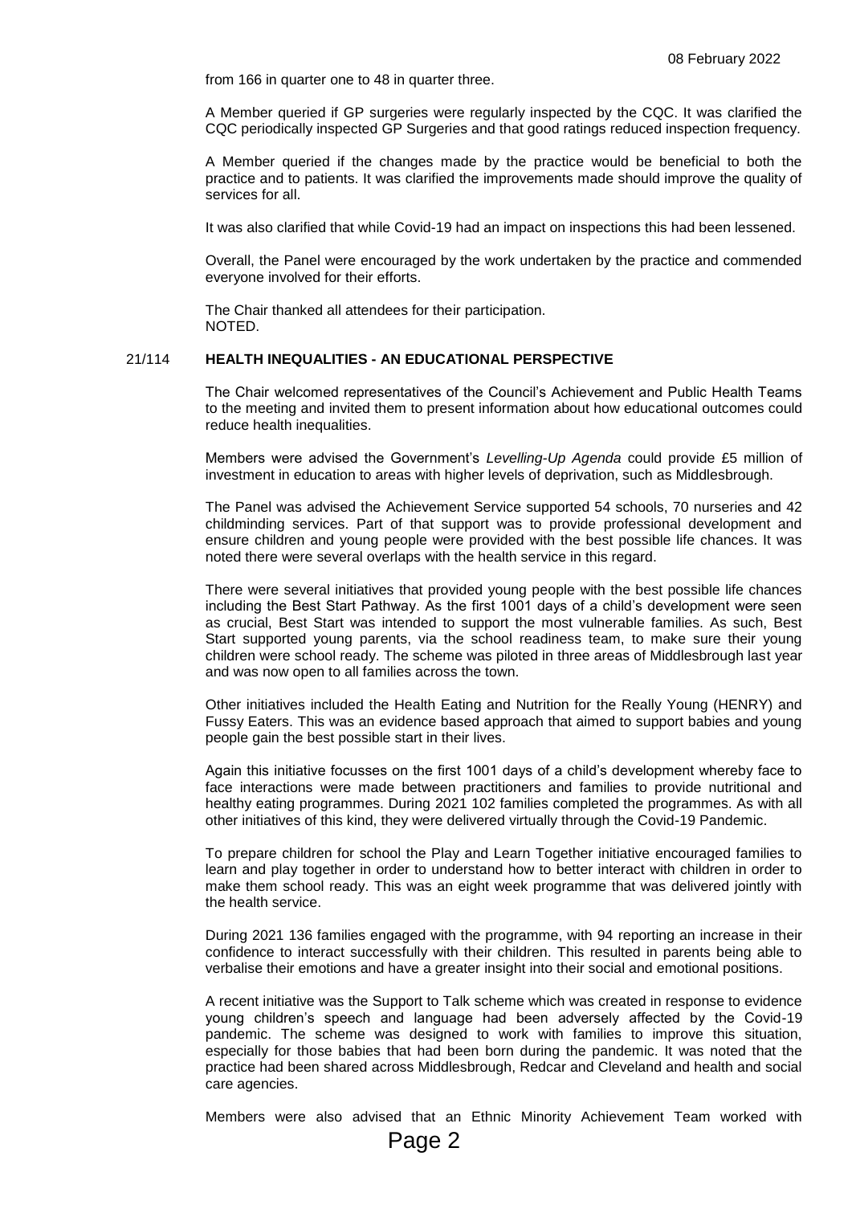from 166 in quarter one to 48 in quarter three.

A Member queried if GP surgeries were regularly inspected by the CQC. It was clarified the CQC periodically inspected GP Surgeries and that good ratings reduced inspection frequency.

A Member queried if the changes made by the practice would be beneficial to both the practice and to patients. It was clarified the improvements made should improve the quality of services for all.

It was also clarified that while Covid-19 had an impact on inspections this had been lessened.

Overall, the Panel were encouraged by the work undertaken by the practice and commended everyone involved for their efforts.

The Chair thanked all attendees for their participation.
NOTED.

## 21/114 **HEALTH INEQUALITIES - AN EDUCATIONAL PERSPECTIVE**

The Chair welcomed representatives of the Council's Achievement and Public Health Teams to the meeting and invited them to present information about how educational outcomes could reduce health inequalities.

Members were advised the Government's *Levelling-Up Agenda* could provide £5 million of investment in education to areas with higher levels of deprivation, such as Middlesbrough.

The Panel was advised the Achievement Service supported 54 schools, 70 nurseries and 42 childminding services. Part of that support was to provide professional development and ensure children and young people were provided with the best possible life chances. It was noted there were several overlaps with the health service in this regard.

There were several initiatives that provided young people with the best possible life chances including the Best Start Pathway. As the first 1001 days of a child's development were seen as crucial, Best Start was intended to support the most vulnerable families. As such, Best Start supported young parents, via the school readiness team, to make sure their young children were school ready. The scheme was piloted in three areas of Middlesbrough last year and was now open to all families across the town.

Other initiatives included the Health Eating and Nutrition for the Really Young (HENRY) and Fussy Eaters. This was an evidence based approach that aimed to support babies and young people gain the best possible start in their lives.

Again this initiative focusses on the first 1001 days of a child's development whereby face to face interactions were made between practitioners and families to provide nutritional and healthy eating programmes. During 2021 102 families completed the programmes. As with all other initiatives of this kind, they were delivered virtually through the Covid-19 Pandemic.

To prepare children for school the Play and Learn Together initiative encouraged families to learn and play together in order to understand how to better interact with children in order to make them school ready. This was an eight week programme that was delivered jointly with the health service.

During 2021 136 families engaged with the programme, with 94 reporting an increase in their confidence to interact successfully with their children. This resulted in parents being able to verbalise their emotions and have a greater insight into their social and emotional positions.

A recent initiative was the Support to Talk scheme which was created in response to evidence young children's speech and language had been adversely affected by the Covid-19 pandemic. The scheme was designed to work with families to improve this situation, especially for those babies that had been born during the pandemic. It was noted that the practice had been shared across Middlesbrough, Redcar and Cleveland and health and social care agencies.

Members were also advised that an Ethnic Minority Achievement Team worked with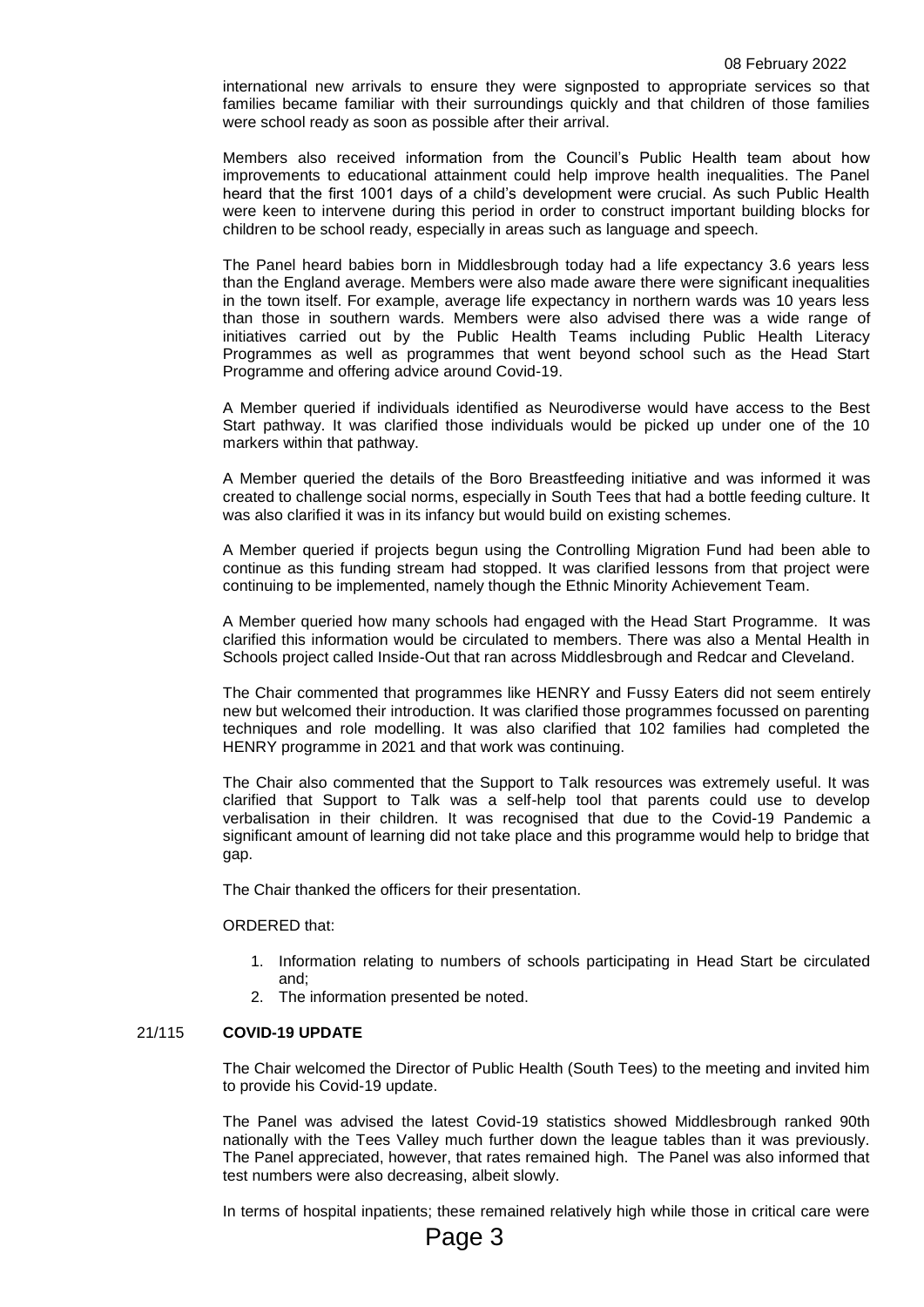international new arrivals to ensure they were signposted to appropriate services so that families became familiar with their surroundings quickly and that children of those families were school ready as soon as possible after their arrival.

Members also received information from the Council's Public Health team about how improvements to educational attainment could help improve health inequalities. The Panel heard that the first 1001 days of a child's development were crucial. As such Public Health were keen to intervene during this period in order to construct important building blocks for children to be school ready, especially in areas such as language and speech.

The Panel heard babies born in Middlesbrough today had a life expectancy 3.6 years less than the England average. Members were also made aware there were significant inequalities in the town itself. For example, average life expectancy in northern wards was 10 years less than those in southern wards. Members were also advised there was a wide range of initiatives carried out by the Public Health Teams including Public Health Literacy Programmes as well as programmes that went beyond school such as the Head Start Programme and offering advice around Covid-19.

A Member queried if individuals identified as Neurodiverse would have access to the Best Start pathway. It was clarified those individuals would be picked up under one of the 10 markers within that pathway.

A Member queried the details of the Boro Breastfeeding initiative and was informed it was created to challenge social norms, especially in South Tees that had a bottle feeding culture. It was also clarified it was in its infancy but would build on existing schemes.

A Member queried if projects begun using the Controlling Migration Fund had been able to continue as this funding stream had stopped. It was clarified lessons from that project were continuing to be implemented, namely though the Ethnic Minority Achievement Team.

A Member queried how many schools had engaged with the Head Start Programme. It was clarified this information would be circulated to members. There was also a Mental Health in Schools project called Inside-Out that ran across Middlesbrough and Redcar and Cleveland.

The Chair commented that programmes like HENRY and Fussy Eaters did not seem entirely new but welcomed their introduction. It was clarified those programmes focussed on parenting techniques and role modelling. It was also clarified that 102 families had completed the HENRY programme in 2021 and that work was continuing.

The Chair also commented that the Support to Talk resources was extremely useful. It was clarified that Support to Talk was a self-help tool that parents could use to develop verbalisation in their children. It was recognised that due to the Covid-19 Pandemic a significant amount of learning did not take place and this programme would help to bridge that gap.

The Chair thanked the officers for their presentation.

ORDERED that:

1. Information relating to numbers of schools participating in Head Start be circulated and;
2. The information presented be noted.

## 21/115 COVID-19 UPDATE

The Chair welcomed the Director of Public Health (South Tees) to the meeting and invited him to provide his Covid-19 update.

The Panel was advised the latest Covid-19 statistics showed Middlesbrough ranked 90th nationally with the Tees Valley much further down the league tables than it was previously. The Panel appreciated, however, that rates remained high. The Panel was also informed that test numbers were also decreasing, albeit slowly.

In terms of hospital inpatients; these remained relatively high while those in critical care were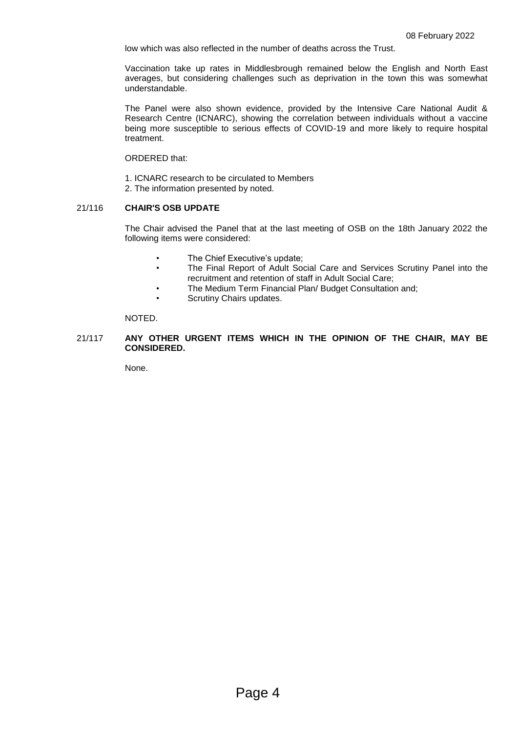low which was also reflected in the number of deaths across the Trust.

Vaccination take up rates in Middlesbrough remained below the English and North East averages, but considering challenges such as deprivation in the town this was somewhat understandable.

The Panel were also shown evidence, provided by the Intensive Care National Audit & Research Centre (ICNARC), showing the correlation between individuals without a vaccine being more susceptible to serious effects of COVID-19 and more likely to require hospital treatment.

ORDERED that:

1. ICNARC research to be circulated to Members
2. The information presented by noted.

## 21/116 CHAIR'S OSB UPDATE

The Chair advised the Panel that at the last meeting of OSB on the 18th January 2022 the following items were considered:

- The Chief Executive's update;
- The Final Report of Adult Social Care and Services Scrutiny Panel into the recruitment and retention of staff in Adult Social Care;
- The Medium Term Financial Plan/ Budget Consultation and;
- Scrutiny Chairs updates.

NOTED.

## 21/117 ANY OTHER URGENT ITEMS WHICH IN THE OPINION OF THE CHAIR, MAY BE CONSIDERED.

None.